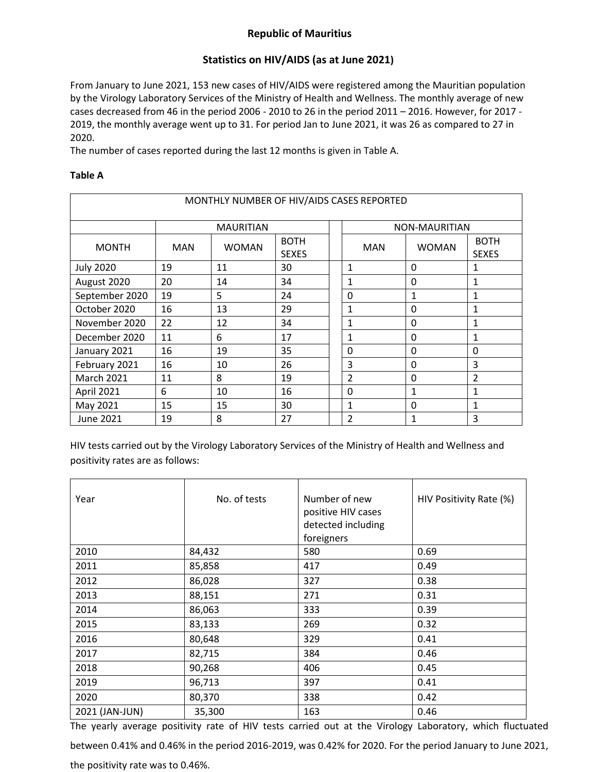# Republic of Mauritius

## Statistics on HIV/AIDS (as at June 2021)

From January to June 2021, 153 new cases of HIV/AIDS were registered among the Mauritian population by the Virology Laboratory Services of the Ministry of Health and Wellness. The monthly average of new cases decreased from 46 in the period 2006 - 2010 to 26 in the period 2011 – 2016. However, for 2017 - 2019, the monthly average went up to 31. For period Jan to June 2021, it was 26 as compared to 27 in 2020.
The number of cases reported during the last 12 months is given in Table A.

**Table A**

| MONTHLY NUMBER OF HIV/AIDS CASES REPORTED | | | | | | | |
|---|---|---|---|---|---|---|---|
| | MAURITIAN | | | | NON-MAURITIAN | | |
| MONTH | MAN | WOMAN | BOTH SEXES | | MAN | WOMAN | BOTH SEXES |
| July 2020 | 19 | 11 | 30 | | 1 | 0 | 1 |
| August 2020 | 20 | 14 | 34 | | 1 | 0 | 1 |
| September 2020 | 19 | 5 | 24 | | 0 | 1 | 1 |
| October 2020 | 16 | 13 | 29 | | 1 | 0 | 1 |
| November 2020 | 22 | 12 | 34 | | 1 | 0 | 1 |
| December 2020 | 11 | 6 | 17 | | 1 | 0 | 1 |
| January 2021 | 16 | 19 | 35 | | 0 | 0 | 0 |
| February 2021 | 16 | 10 | 26 | | 3 | 0 | 3 |
| March 2021 | 11 | 8 | 19 | | 2 | 0 | 2 |
| April 2021 | 6 | 10 | 16 | | 0 | 1 | 1 |
| May 2021 | 15 | 15 | 30 | | 1 | 0 | 1 |
| June 2021 | 19 | 8 | 27 | | 2 | 1 | 3 |

HIV tests carried out by the Virology Laboratory Services of the Ministry of Health and Wellness and positivity rates are as follows:

| Year | No. of tests | Number of new positive HIV cases detected including foreigners | HIV Positivity Rate (%) |
|---|---|---|---|
| 2010 | 84,432 | 580 | 0.69 |
| 2011 | 85,858 | 417 | 0.49 |
| 2012 | 86,028 | 327 | 0.38 |
| 2013 | 88,151 | 271 | 0.31 |
| 2014 | 86,063 | 333 | 0.39 |
| 2015 | 83,133 | 269 | 0.32 |
| 2016 | 80,648 | 329 | 0.41 |
| 2017 | 82,715 | 384 | 0.46 |
| 2018 | 90,268 | 406 | 0.45 |
| 2019 | 96,713 | 397 | 0.41 |
| 2020 | 80,370 | 338 | 0.42 |
| 2021 (JAN-JUN) | 35,300 | 163 | 0.46 |

The yearly average positivity rate of HIV tests carried out at the Virology Laboratory, which fluctuated between 0.41% and 0.46% in the period 2016-2019, was 0.42% for 2020. For the period January to June 2021, the positivity rate was to 0.46%.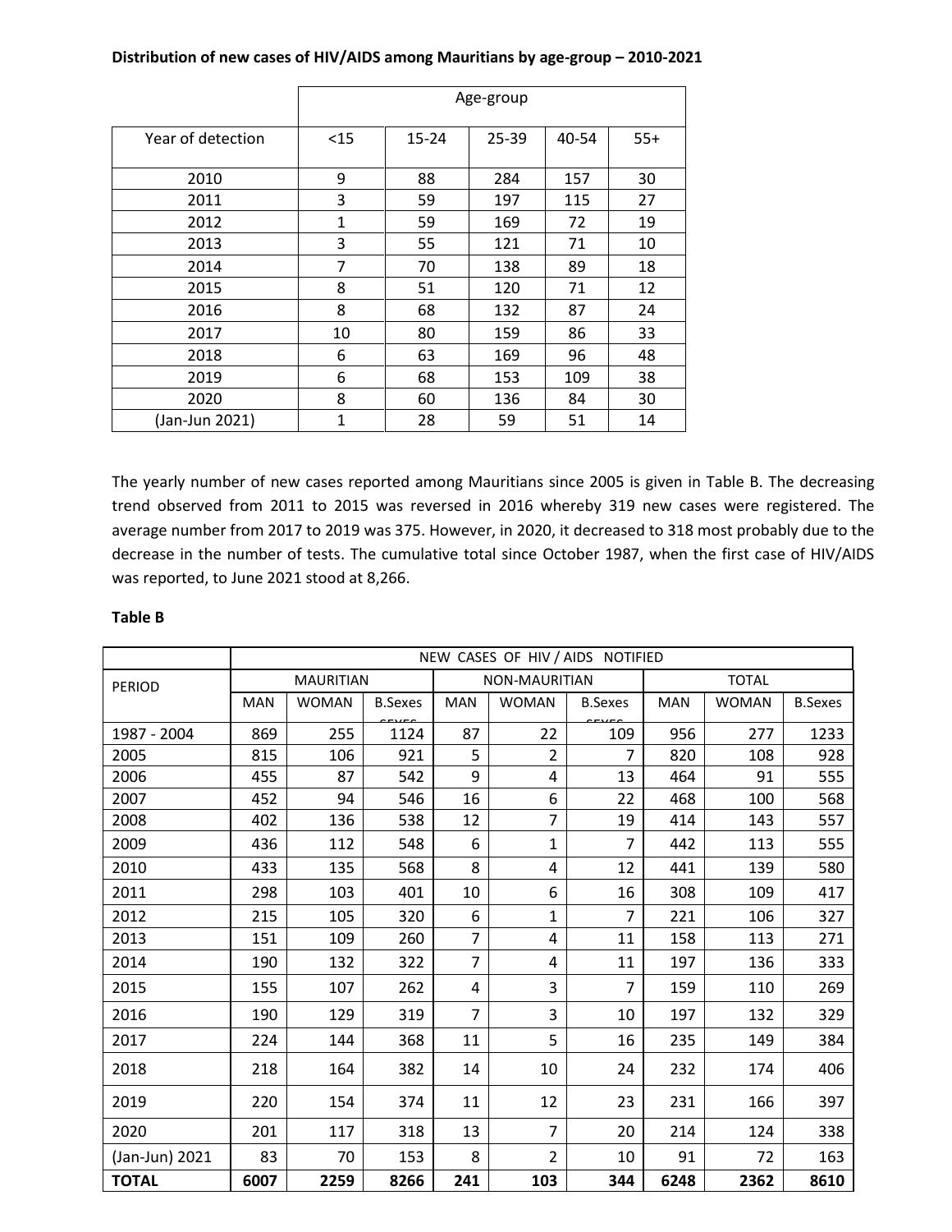**Distribution of new cases of HIV/AIDS among Mauritians by age-group – 2010-2021**

| | Age-group | | | | |
|---|---|---|---|---|---|
| Year of detection | <15 | 15-24 | 25-39 | 40-54 | 55+ |
| 2010 | 9 | 88 | 284 | 157 | 30 |
| 2011 | 3 | 59 | 197 | 115 | 27 |
| 2012 | 1 | 59 | 169 | 72 | 19 |
| 2013 | 3 | 55 | 121 | 71 | 10 |
| 2014 | 7 | 70 | 138 | 89 | 18 |
| 2015 | 8 | 51 | 120 | 71 | 12 |
| 2016 | 8 | 68 | 132 | 87 | 24 |
| 2017 | 10 | 80 | 159 | 86 | 33 |
| 2018 | 6 | 63 | 169 | 96 | 48 |
| 2019 | 6 | 68 | 153 | 109 | 38 |
| 2020 | 8 | 60 | 136 | 84 | 30 |
| (Jan-Jun 2021) | 1 | 28 | 59 | 51 | 14 |

The yearly number of new cases reported among Mauritians since 2005 is given in Table B. The decreasing trend observed from 2011 to 2015 was reversed in 2016 whereby 319 new cases were registered. The average number from 2017 to 2019 was 375. However, in 2020, it decreased to 318 most probably due to the decrease in the number of tests. The cumulative total since October 1987, when the first case of HIV/AIDS was reported, to June 2021 stood at 8,266.

**Table B**

| | NEW CASES OF HIV / AIDS NOTIFIED | | | | | | | | |
|---|---|---|---|---|---|---|---|---|---|
| PERIOD | MAURITIAN | | | NON-MAURITIAN | | | TOTAL | | |
| | MAN | WOMAN | B.Sexes | MAN | WOMAN | B.Sexes | MAN | WOMAN | B.Sexes |
| 1987 - 2004 | 869 | 255 | 1124 | 87 | 22 | 109 | 956 | 277 | 1233 |
| 2005 | 815 | 106 | 921 | 5 | 2 | 7 | 820 | 108 | 928 |
| 2006 | 455 | 87 | 542 | 9 | 4 | 13 | 464 | 91 | 555 |
| 2007 | 452 | 94 | 546 | 16 | 6 | 22 | 468 | 100 | 568 |
| 2008 | 402 | 136 | 538 | 12 | 7 | 19 | 414 | 143 | 557 |
| 2009 | 436 | 112 | 548 | 6 | 1 | 7 | 442 | 113 | 555 |
| 2010 | 433 | 135 | 568 | 8 | 4 | 12 | 441 | 139 | 580 |
| 2011 | 298 | 103 | 401 | 10 | 6 | 16 | 308 | 109 | 417 |
| 2012 | 215 | 105 | 320 | 6 | 1 | 7 | 221 | 106 | 327 |
| 2013 | 151 | 109 | 260 | 7 | 4 | 11 | 158 | 113 | 271 |
| 2014 | 190 | 132 | 322 | 7 | 4 | 11 | 197 | 136 | 333 |
| 2015 | 155 | 107 | 262 | 4 | 3 | 7 | 159 | 110 | 269 |
| 2016 | 190 | 129 | 319 | 7 | 3 | 10 | 197 | 132 | 329 |
| 2017 | 224 | 144 | 368 | 11 | 5 | 16 | 235 | 149 | 384 |
| 2018 | 218 | 164 | 382 | 14 | 10 | 24 | 232 | 174 | 406 |
| 2019 | 220 | 154 | 374 | 11 | 12 | 23 | 231 | 166 | 397 |
| 2020 | 201 | 117 | 318 | 13 | 7 | 20 | 214 | 124 | 338 |
| (Jan-Jun) 2021 | 83 | 70 | 153 | 8 | 2 | 10 | 91 | 72 | 163 |
| **TOTAL** | **6007** | **2259** | **8266** | **241** | **103** | **344** | **6248** | **2362** | **8610** |